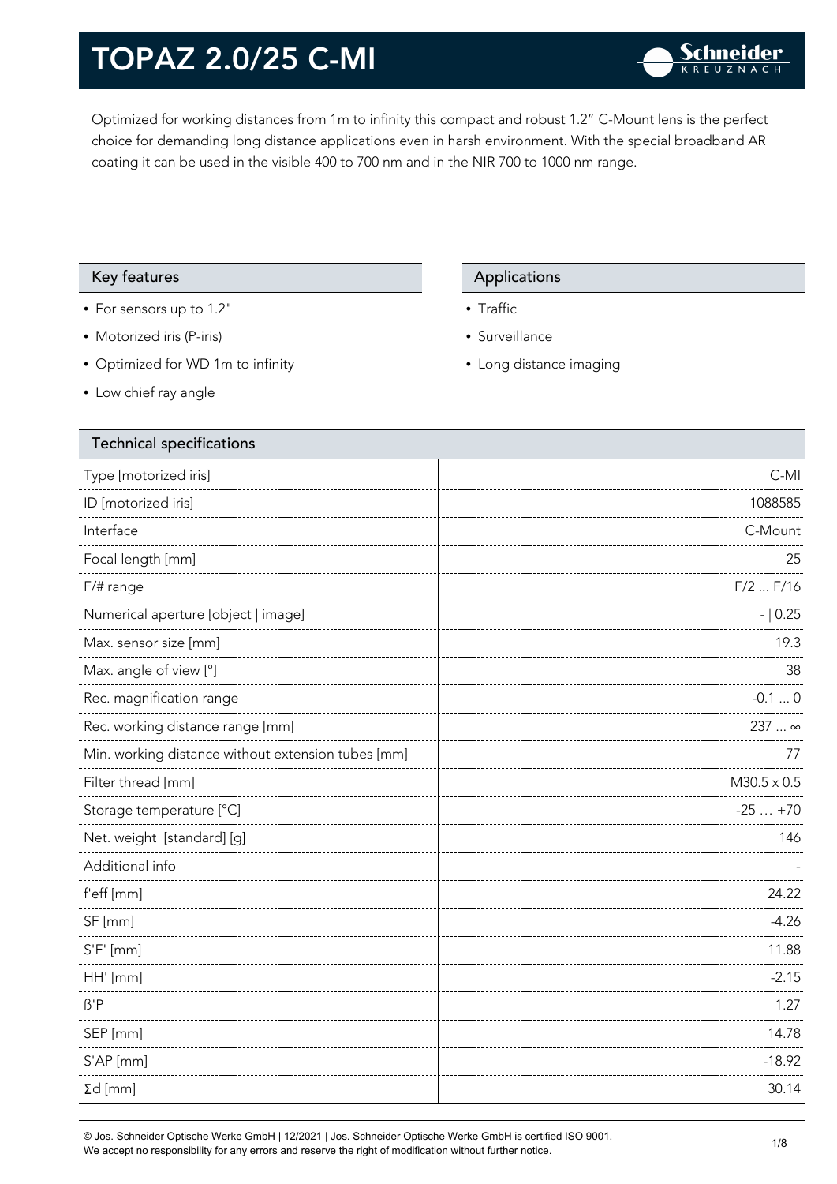# TOPAZ 2.0/25 C-MI

Optimized for working distances from 1m to infinity this compact and robust 1.2" C-Mount lens is the perfect choice for demanding long distance applications even in harsh environment. With the special broadband AR coating it can be used in the visible 400 to 700 nm and in the NIR 700 to 1000 nm range.

## Key features

- For sensors up to 1.2"
- Motorized iris (P-iris)
- Optimized for WD 1m to infinity
- Low chief ray angle

## Applications

- Traffic
- Surveillance
- Long distance imaging

## Technical specifications

| Parameter | Value |
|---|---|
| Type [motorized iris] | C-MI |
| ID [motorized iris] | 1088585 |
| Interface | C-Mount |
| Focal length [mm] | 25 |
| F/# range | F/2 ... F/16 |
| Numerical aperture [object \| image] | - \| 0.25 |
| Max. sensor size [mm] | 19.3 |
| Max. angle of view [°] | 38 |
| Rec. magnification range | -0.1 ... 0 |
| Rec. working distance range [mm] | 237 ... ∞ |
| Min. working distance without extension tubes [mm] | 77 |
| Filter thread [mm] | M30.5 x 0.5 |
| Storage temperature [°C] | -25 … +70 |
| Net. weight [standard] [g] | 146 |
| Additional info | - |
| f'eff [mm] | 24.22 |
| SF [mm] | -4.26 |
| S'F' [mm] | 11.88 |
| HH' [mm] | -2.15 |
| ß'P | 1.27 |
| SEP [mm] | 14.78 |
| S'AP [mm] | -18.92 |
| Σd [mm] | 30.14 |

© Jos. Schneider Optische Werke GmbH | 12/2021 | Jos. Schneider Optische Werke GmbH is certified ISO 9001.
We accept no responsibility for any errors and reserve the right of modification without further notice.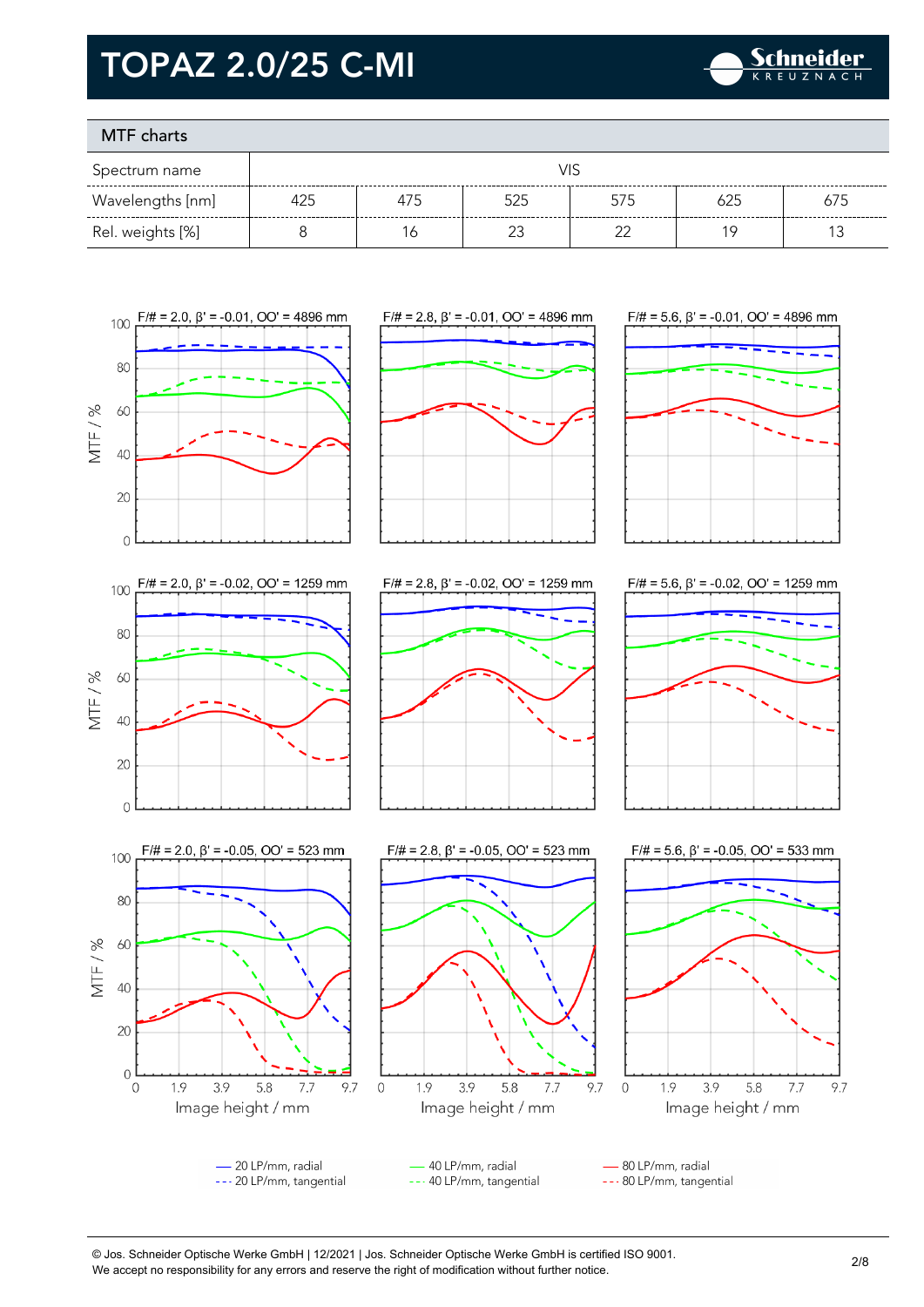# TOPAZ 2.0/25 C-MI

## MTF charts

| Spectrum name | VIS | | | | | |
|---|---|---|---|---|---|---|
| Wavelengths [nm] | 425 | 475 | 525 | 575 | 625 | 675 |
| Rel. weights [%] | 8 | 16 | 23 | 22 | 19 | 13 |

F/# = 2.0, β' = -0.01, OO' = 4896 mm

F/# = 2.8, β' = -0.01, OO' = 4896 mm

F/# = 5.6, β' = -0.01, OO' = 4896 mm

F/# = 2.0, β' = -0.02, OO' = 1259 mm

F/# = 2.8, β' = -0.02, OO' = 1259 mm

F/# = 5.6, β' = -0.02, OO' = 1259 mm

F/# = 2.0, β' = -0.05, OO' = 523 mm

F/# = 2.8, β' = -0.05, OO' = 523 mm

F/# = 5.6, β' = -0.05, OO' = 533 mm

MTF / %

Image height / mm

— 20 LP/mm, radial
--- 20 LP/mm, tangential
— 40 LP/mm, radial
--- 40 LP/mm, tangential
— 80 LP/mm, radial
--- 80 LP/mm, tangential

© Jos. Schneider Optische Werke GmbH | 12/2021 | Jos. Schneider Optische Werke GmbH is certified ISO 9001.
We accept no responsibility for any errors and reserve the right of modification without further notice.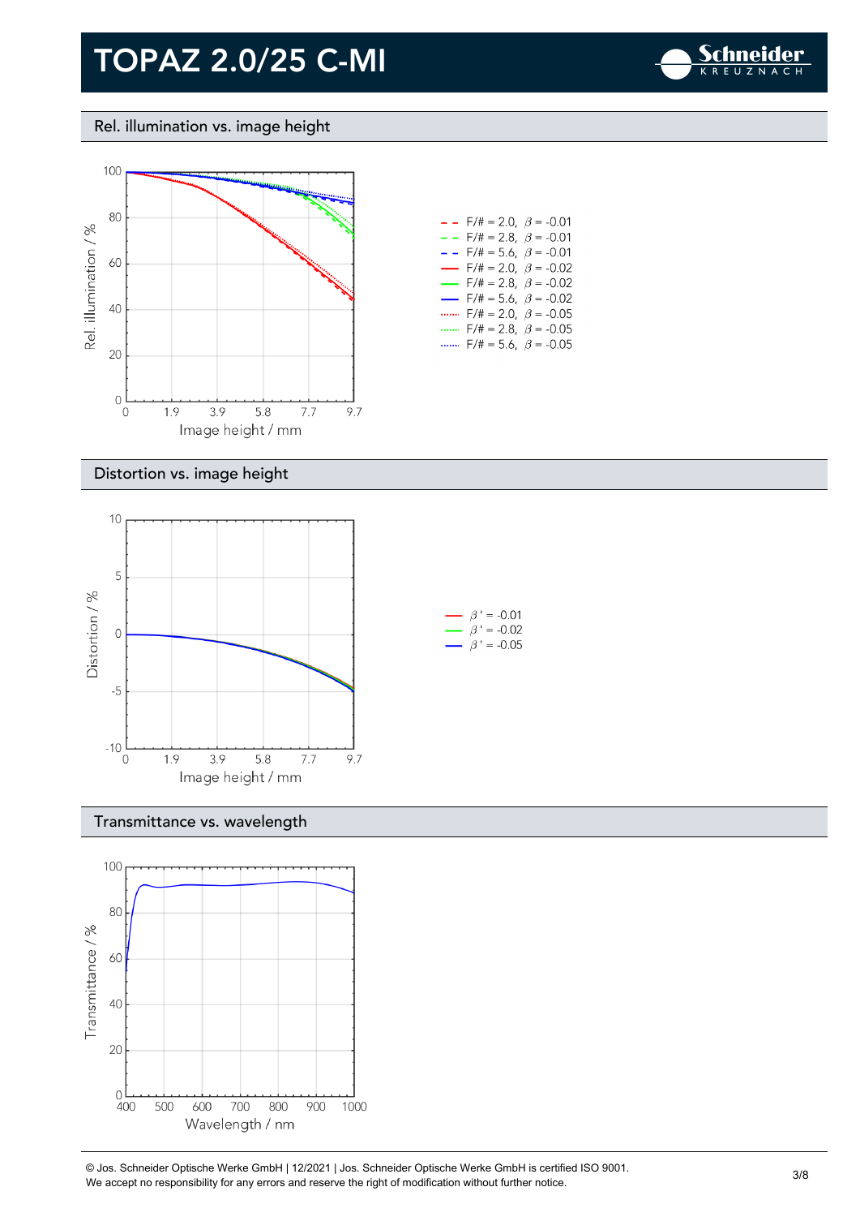# TOPAZ 2.0/25 C-MI

## Rel. illumination vs. image height

Rel. illumination / %

Image height / mm

- F/# = 2.0, $\beta$ = -0.01
- F/# = 2.8, $\beta$ = -0.01
- F/# = 5.6, $\beta$ = -0.01
- F/# = 2.0, $\beta$ = -0.02
- F/# = 2.8, $\beta$ = -0.02
- F/# = 5.6, $\beta$ = -0.02
- F/# = 2.0, $\beta$ = -0.05
- F/# = 2.8, $\beta$ = -0.05
- F/# = 5.6, $\beta$ = -0.05

## Distortion vs. image height

Distortion / %

Image height / mm

- $\beta'$ = -0.01
- $\beta'$ = -0.02
- $\beta'$ = -0.05

## Transmittance vs. wavelength

Transmittance / %

Wavelength / nm

© Jos. Schneider Optische Werke GmbH | 12/2021 | Jos. Schneider Optische Werke GmbH is certified ISO 9001.
We accept no responsibility for any errors and reserve the right of modification without further notice.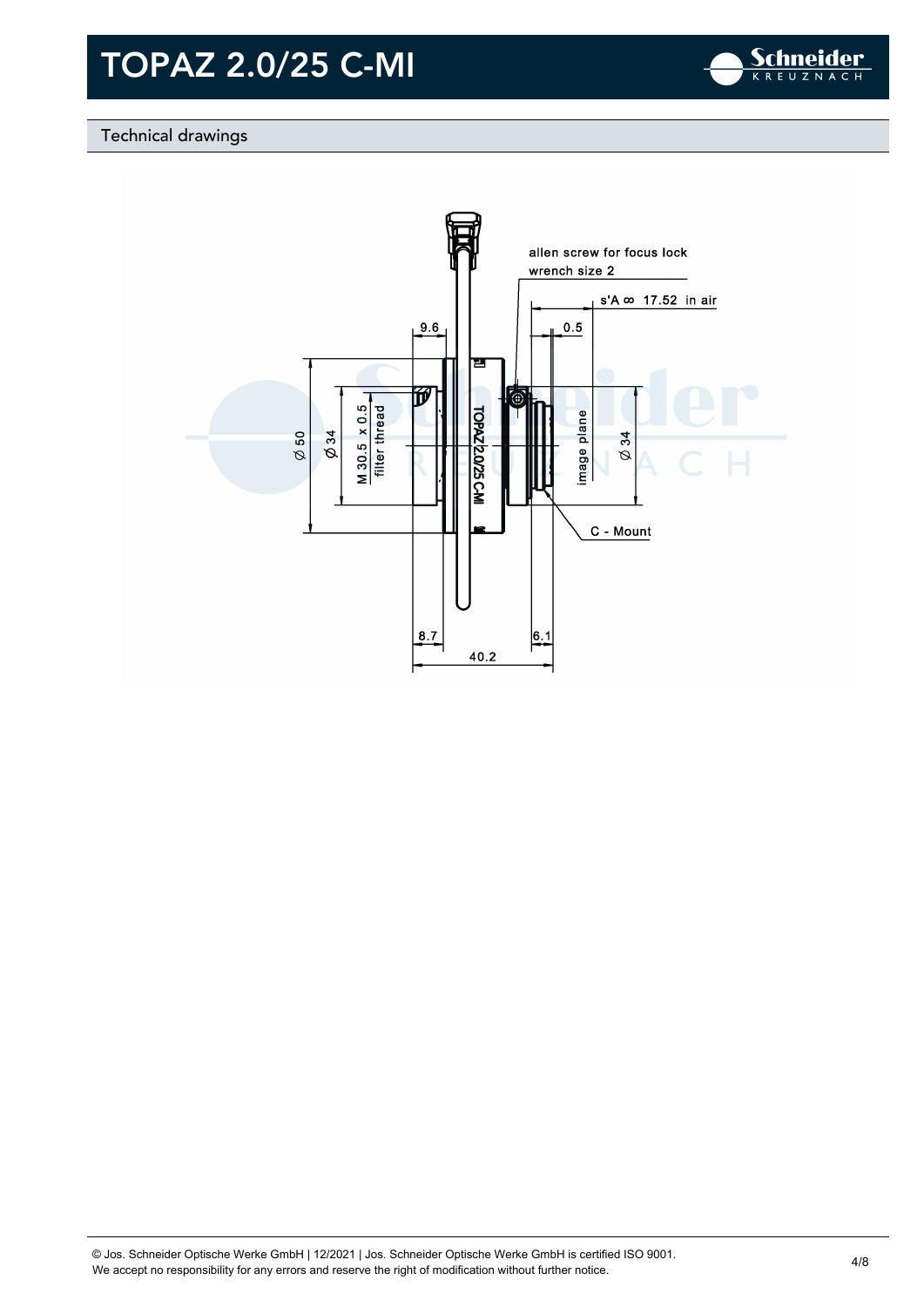# TOPAZ 2.0/25 C-MI

## Technical drawings

allen screw for focus lock
wrench size 2

s'A ∞ 17.52 in air

9.6

0.5

Ø 50

Ø 34

M 30.5 x 0.5
filter thread

TOPAZ 2.0/25 C-MI

image plane

Ø 34

C - Mount

8.7

6.1

40.2

© Jos. Schneider Optische Werke GmbH | 12/2021 | Jos. Schneider Optische Werke GmbH is certified ISO 9001.
We accept no responsibility for any errors and reserve the right of modification without further notice.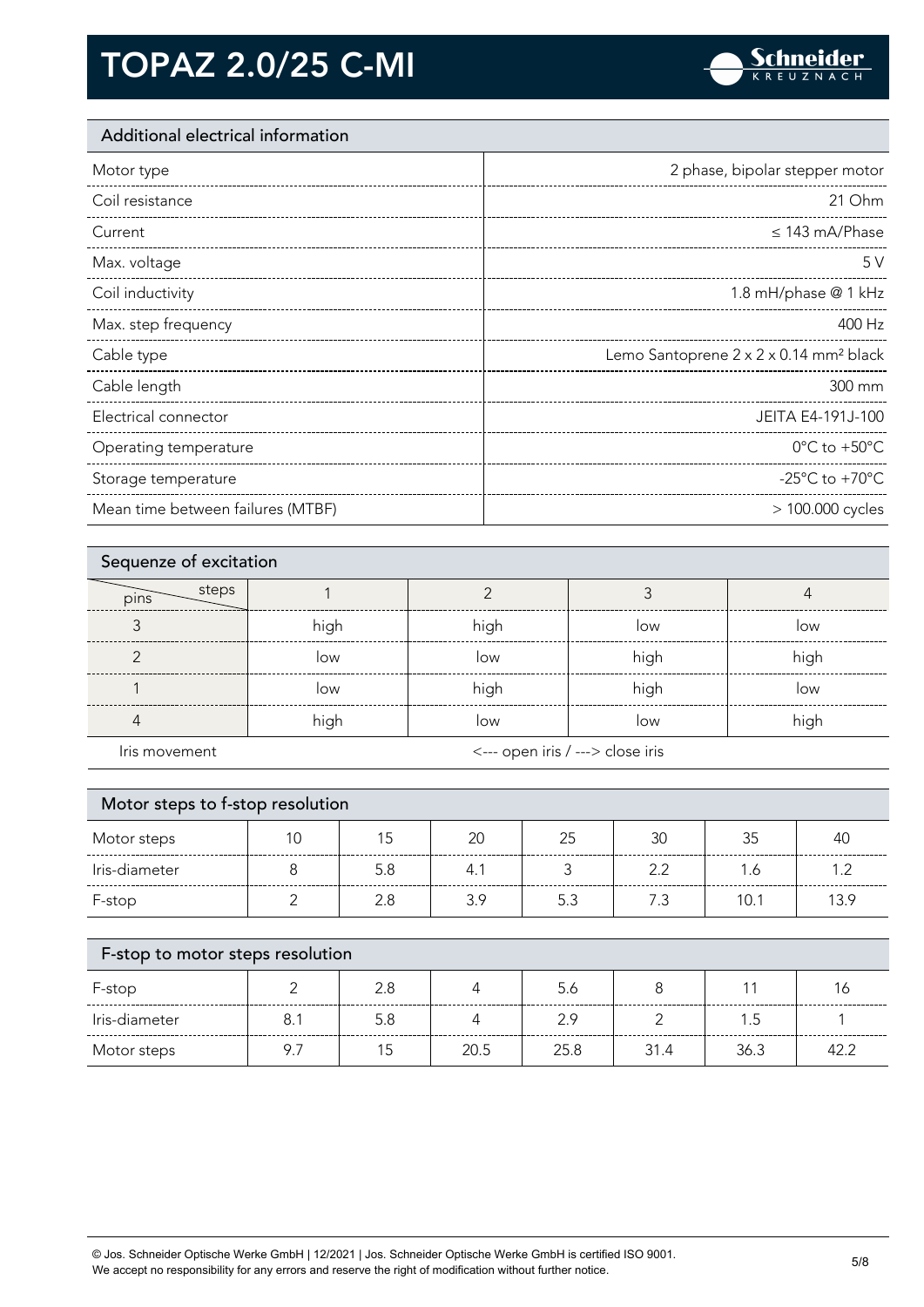# TOPAZ 2.0/25 C-MI

## Additional electrical information

| | |
|---|---|
| Motor type | 2 phase, bipolar stepper motor |
| Coil resistance | 21 Ohm |
| Current | ≤ 143 mA/Phase |
| Max. voltage | 5 V |
| Coil inductivity | 1.8 mH/phase @ 1 kHz |
| Max. step frequency | 400 Hz |
| Cable type | Lemo Santoprene 2 x 2 x 0.14 mm² black |
| Cable length | 300 mm |
| Electrical connector | JEITA E4-191J-100 |
| Operating temperature | 0°C to +50°C |
| Storage temperature | -25°C to +70°C |
| Mean time between failures (MTBF) | > 100.000 cycles |

## Sequenze of excitation

| pins \ steps | 1 | 2 | 3 | 4 |
|---|---|---|---|---|
| 3 | high | high | low | low |
| 2 | low | low | high | high |
| 1 | low | high | high | low |
| 4 | high | low | low | high |
| Iris movement | <--- open iris / ---> close iris | | | |

## Motor steps to f-stop resolution

| Motor steps | 10 | 15 | 20 | 25 | 30 | 35 | 40 |
|---|---|---|---|---|---|---|---|
| Iris-diameter | 8 | 5.8 | 4.1 | 3 | 2.2 | 1.6 | 1.2 |
| F-stop | 2 | 2.8 | 3.9 | 5.3 | 7.3 | 10.1 | 13.9 |

## F-stop to motor steps resolution

| F-stop | 2 | 2.8 | 4 | 5.6 | 8 | 11 | 16 |
|---|---|---|---|---|---|---|---|
| Iris-diameter | 8.1 | 5.8 | 4 | 2.9 | 2 | 1.5 | 1 |
| Motor steps | 9.7 | 15 | 20.5 | 25.8 | 31.4 | 36.3 | 42.2 |

© Jos. Schneider Optische Werke GmbH | 12/2021 | Jos. Schneider Optische Werke GmbH is certified ISO 9001.
We accept no responsibility for any errors and reserve the right of modification without further notice.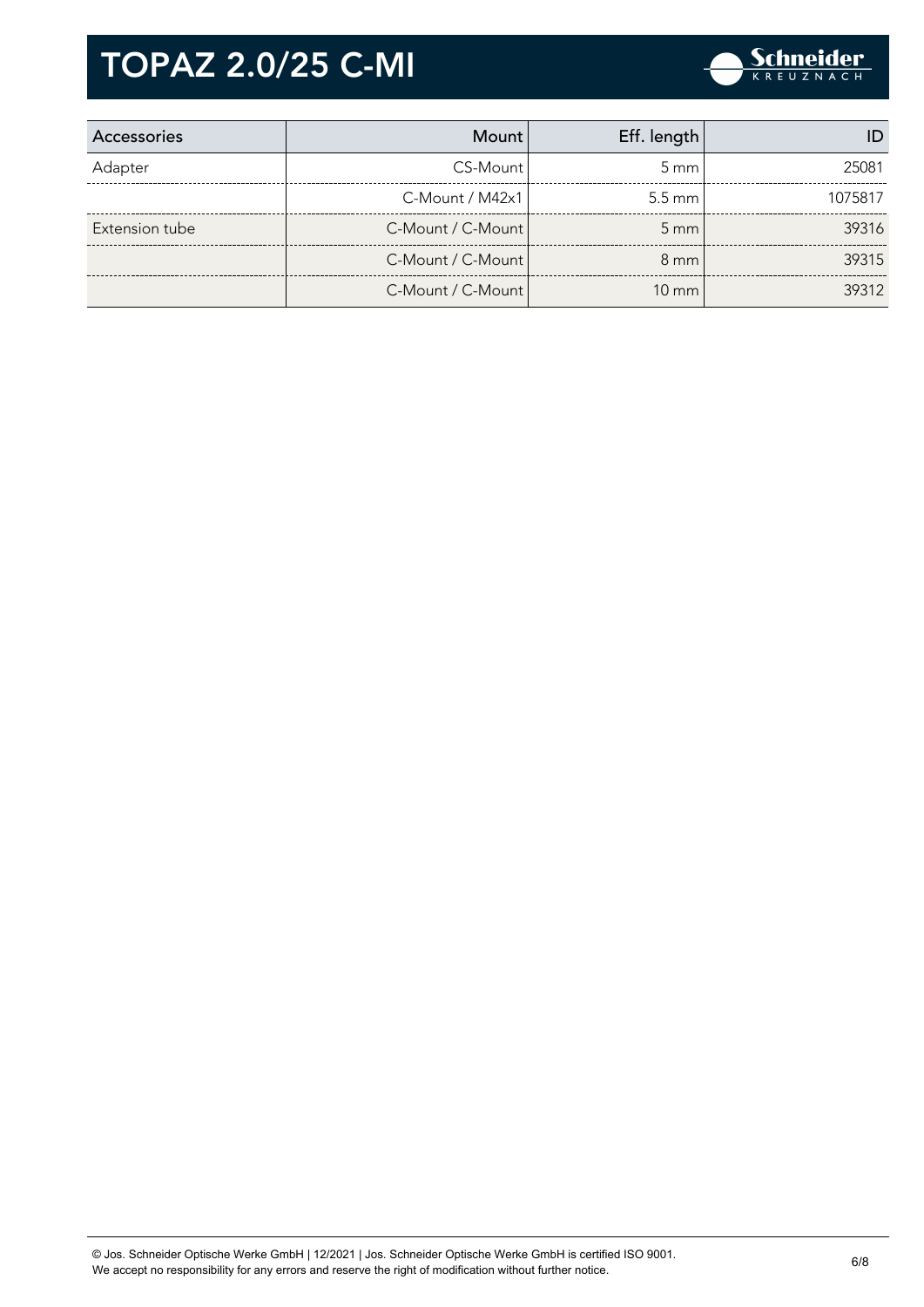# TOPAZ 2.0/25 C-MI

| Accessories | Mount | Eff. length | ID |
|---|---|---|---|
| Adapter | CS-Mount | 5 mm | 25081 |
| | C-Mount / M42x1 | 5.5 mm | 1075817 |
| Extension tube | C-Mount / C-Mount | 5 mm | 39316 |
| | C-Mount / C-Mount | 8 mm | 39315 |
| | C-Mount / C-Mount | 10 mm | 39312 |

© Jos. Schneider Optische Werke GmbH | 12/2021 | Jos. Schneider Optische Werke GmbH is certified ISO 9001.
We accept no responsibility for any errors and reserve the right of modification without further notice.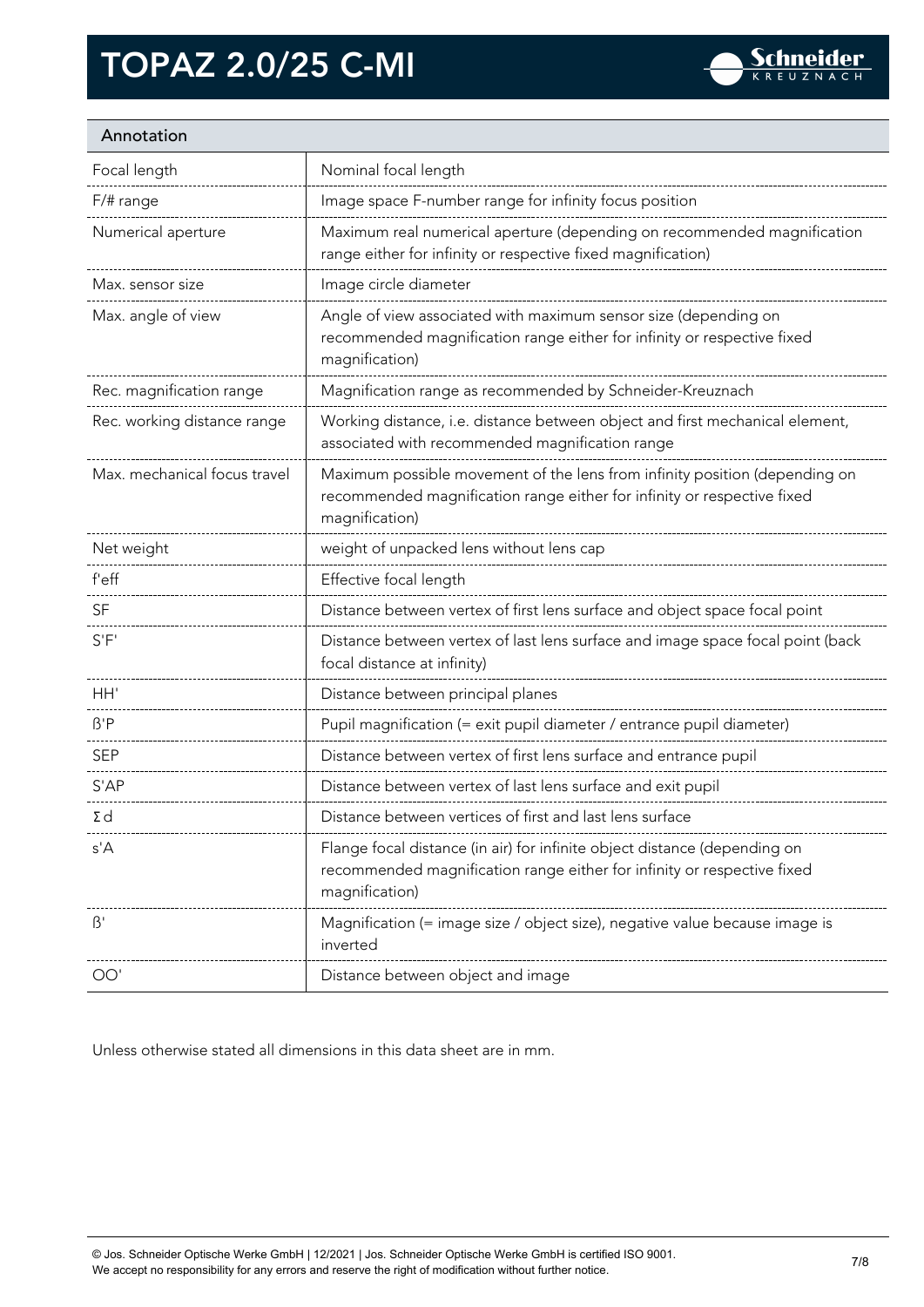# TOPAZ 2.0/25 C-MI

| Annotation | |
|---|---|
| Focal length | Nominal focal length |
| F/# range | Image space F-number range for infinity focus position |
| Numerical aperture | Maximum real numerical aperture (depending on recommended magnification range either for infinity or respective fixed magnification) |
| Max. sensor size | Image circle diameter |
| Max. angle of view | Angle of view associated with maximum sensor size (depending on recommended magnification range either for infinity or respective fixed magnification) |
| Rec. magnification range | Magnification range as recommended by Schneider-Kreuznach |
| Rec. working distance range | Working distance, i.e. distance between object and first mechanical element, associated with recommended magnification range |
| Max. mechanical focus travel | Maximum possible movement of the lens from infinity position (depending on recommended magnification range either for infinity or respective fixed magnification) |
| Net weight | weight of unpacked lens without lens cap |
| f'eff | Effective focal length |
| SF | Distance between vertex of first lens surface and object space focal point |
| S'F' | Distance between vertex of last lens surface and image space focal point (back focal distance at infinity) |
| HH' | Distance between principal planes |
| ß'P | Pupil magnification (= exit pupil diameter / entrance pupil diameter) |
| SEP | Distance between vertex of first lens surface and entrance pupil |
| S'AP | Distance between vertex of last lens surface and exit pupil |
| Σ d | Distance between vertices of first and last lens surface |
| s'A | Flange focal distance (in air) for infinite object distance (depending on recommended magnification range either for infinity or respective fixed magnification) |
| ß' | Magnification (= image size / object size), negative value because image is inverted |
| OO' | Distance between object and image |

Unless otherwise stated all dimensions in this data sheet are in mm.

© Jos. Schneider Optische Werke GmbH | 12/2021 | Jos. Schneider Optische Werke GmbH is certified ISO 9001.
We accept no responsibility for any errors and reserve the right of modification without further notice.